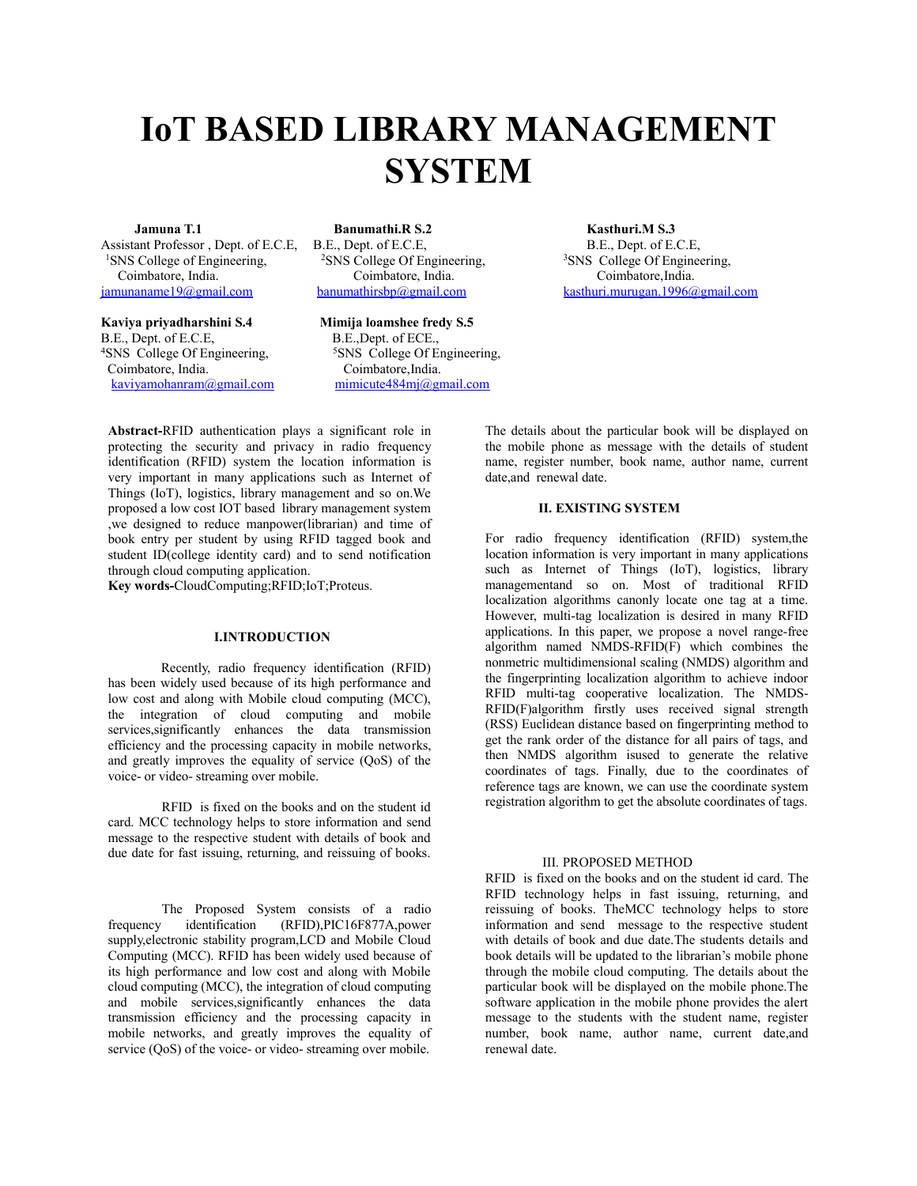# IoT BASED LIBRARY MANAGEMENT SYSTEM

**Jamuna T.1**
Assistant Professor , Dept. of E.C.E,
[1]SNS College of Engineering,
Coimbatore, India.
jamunaname19@gmail.com

**Banumathi.R S.2**
B.E., Dept. of E.C.E,
[2]SNS College Of Engineering,
Coimbatore, India.
banumathirsbp@gmail.com

**Kasthuri.M S.3**
B.E., Dept. of E.C.E,
[3]SNS College Of Engineering,
Coimbatore,India.
kasthuri.murugan.1996@gmail.com

**Kaviya priyadharshini S.4**
B.E., Dept. of E.C.E,
[4]SNS College Of Engineering,
Coimbatore, India.
kaviyamohanram@gmail.com

**Mimija loamshee fredy S.5**
B.E.,Dept. of ECE.,
[5]SNS College Of Engineering,
Coimbatore,India.
mimicute484mj@gmail.com

**Abstract-**RFID authentication plays a significant role in protecting the security and privacy in radio frequency identification (RFID) system the location information is very important in many applications such as Internet of Things (IoT), logistics, library management and so on.We proposed a low cost IOT based library management system ,we designed to reduce manpower(librarian) and time of book entry per student by using RFID tagged book and student ID(college identity card) and to send notification through cloud computing application.

**Key words-**CloudComputing;RFID;IoT;Proteus.

## I.INTRODUCTION

Recently, radio frequency identification (RFID) has been widely used because of its high performance and low cost and along with Mobile cloud computing (MCC), the integration of cloud computing and mobile services,significantly enhances the data transmission efficiency and the processing capacity in mobile networks, and greatly improves the equality of service (QoS) of the voice- or video- streaming over mobile.

RFID is fixed on the books and on the student id card. MCC technology helps to store information and send message to the respective student with details of book and due date for fast issuing, returning, and reissuing of books.

The Proposed System consists of a radio frequency identification (RFID),PIC16F877A,power supply,electronic stability program,LCD and Mobile Cloud Computing (MCC). RFID has been widely used because of its high performance and low cost and along with Mobile cloud computing (MCC), the integration of cloud computing and mobile services,significantly enhances the data transmission efficiency and the processing capacity in mobile networks, and greatly improves the equality of service (QoS) of the voice- or video- streaming over mobile. The details about the particular book will be displayed on the mobile phone as message with the details of student name, register number, book name, author name, current date,and renewal date.

## II. EXISTING SYSTEM

For radio frequency identification (RFID) system,the location information is very important in many applications such as Internet of Things (IoT), logistics, library managementand so on. Most of traditional RFID localization algorithms canonly locate one tag at a time. However, multi-tag localization is desired in many RFID applications. In this paper, we propose a novel range-free algorithm named NMDS-RFID(F) which combines the nonmetric multidimensional scaling (NMDS) algorithm and the fingerprinting localization algorithm to achieve indoor RFID multi-tag cooperative localization. The NMDS-RFID(F)algorithm firstly uses received signal strength (RSS) Euclidean distance based on fingerprinting method to get the rank order of the distance for all pairs of tags, and then NMDS algorithm isused to generate the relative coordinates of tags. Finally, due to the coordinates of reference tags are known, we can use the coordinate system registration algorithm to get the absolute coordinates of tags.

## III. PROPOSED METHOD

RFID is fixed on the books and on the student id card. The RFID technology helps in fast issuing, returning, and reissuing of books. TheMCC technology helps to store information and send message to the respective student with details of book and due date.The students details and book details will be updated to the librarian's mobile phone through the mobile cloud computing. The details about the particular book will be displayed on the mobile phone.The software application in the mobile phone provides the alert message to the students with the student name, register number, book name, author name, current date,and renewal date.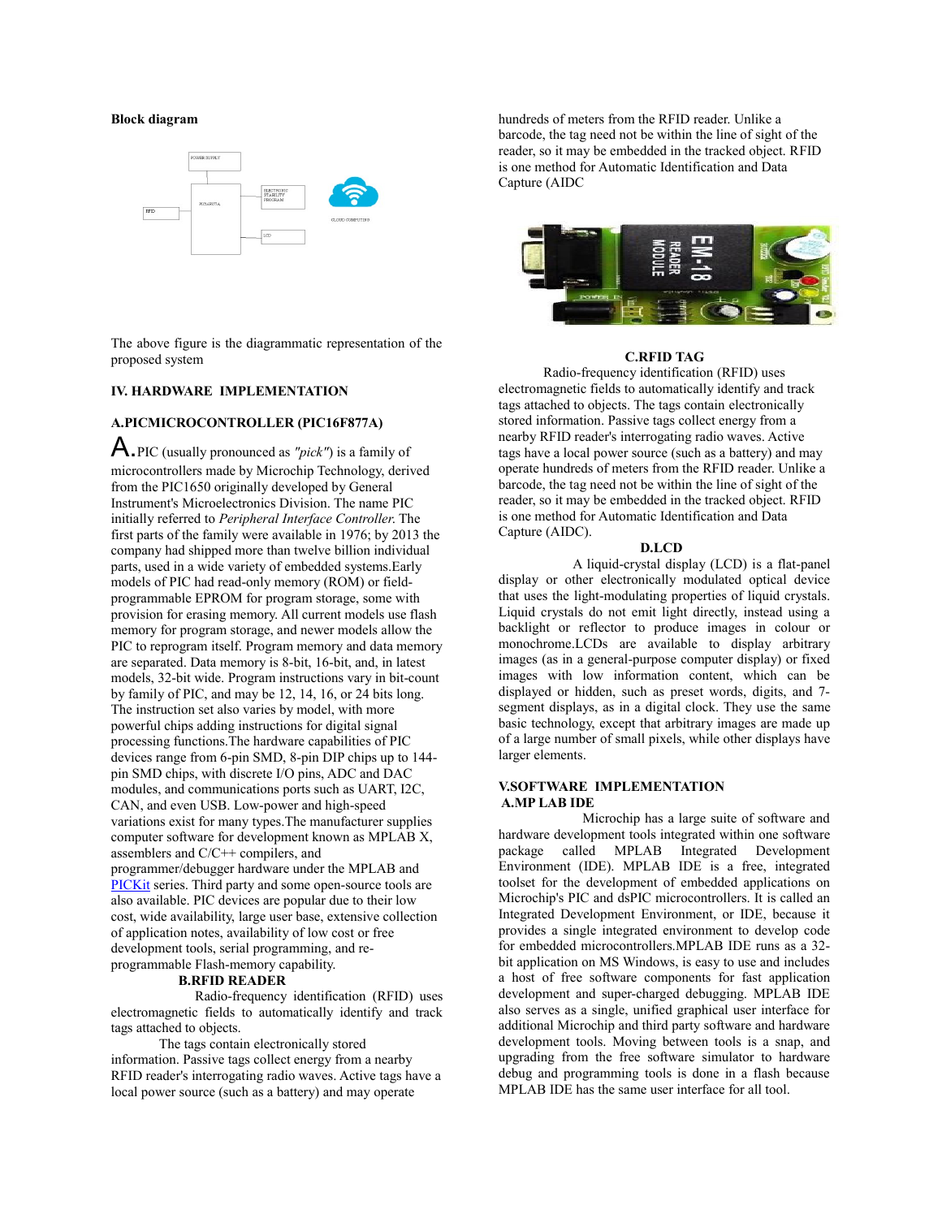**Block diagram**

The above figure is the diagrammatic representation of the proposed system

## IV. HARDWARE IMPLEMENTATION

### A.PICMICROCONTROLLER (PIC16F877A)

A.PIC (usually pronounced as *"pick"*) is a family of microcontrollers made by Microchip Technology, derived from the PIC1650 originally developed by General Instrument's Microelectronics Division. The name PIC initially referred to *Peripheral Interface Controller*. The first parts of the family were available in 1976; by 2013 the company had shipped more than twelve billion individual parts, used in a wide variety of embedded systems.Early models of PIC had read-only memory (ROM) or field-programmable EPROM for program storage, some with provision for erasing memory. All current models use flash memory for program storage, and newer models allow the PIC to reprogram itself. Program memory and data memory are separated. Data memory is 8-bit, 16-bit, and, in latest models, 32-bit wide. Program instructions vary in bit-count by family of PIC, and may be 12, 14, 16, or 24 bits long. The instruction set also varies by model, with more powerful chips adding instructions for digital signal processing functions.The hardware capabilities of PIC devices range from 6-pin SMD, 8-pin DIP chips up to 144-pin SMD chips, with discrete I/O pins, ADC and DAC modules, and communications ports such as UART, I2C, CAN, and even USB. Low-power and high-speed variations exist for many types.The manufacturer supplies computer software for development known as MPLAB X, assemblers and C/C++ compilers, and programmer/debugger hardware under the MPLAB and PICKit series. Third party and some open-source tools are also available. PIC devices are popular due to their low cost, wide availability, large user base, extensive collection of application notes, availability of low cost or free development tools, serial programming, and re-programmable Flash-memory capability.

### B.RFID READER

Radio-frequency identification (RFID) uses electromagnetic fields to automatically identify and track tags attached to objects.

The tags contain electronically stored information. Passive tags collect energy from a nearby RFID reader's interrogating radio waves. Active tags have a local power source (such as a battery) and may operate hundreds of meters from the RFID reader. Unlike a barcode, the tag need not be within the line of sight of the reader, so it may be embedded in the tracked object. RFID is one method for Automatic Identification and Data Capture (AIDC

### C.RFID TAG

Radio-frequency identification (RFID) uses electromagnetic fields to automatically identify and track tags attached to objects. The tags contain electronically stored information. Passive tags collect energy from a nearby RFID reader's interrogating radio waves. Active tags have a local power source (such as a battery) and may operate hundreds of meters from the RFID reader. Unlike a barcode, the tag need not be within the line of sight of the reader, so it may be embedded in the tracked object. RFID is one method for Automatic Identification and Data Capture (AIDC).

### D.LCD

A liquid-crystal display (LCD) is a flat-panel display or other electronically modulated optical device that uses the light-modulating properties of liquid crystals. Liquid crystals do not emit light directly, instead using a backlight or reflector to produce images in colour or monochrome.LCDs are available to display arbitrary images (as in a general-purpose computer display) or fixed images with low information content, which can be displayed or hidden, such as preset words, digits, and 7-segment displays, as in a digital clock. They use the same basic technology, except that arbitrary images are made up of a large number of small pixels, while other displays have larger elements.

## V.SOFTWARE IMPLEMENTATION

### A.MP LAB IDE

Microchip has a large suite of software and hardware development tools integrated within one software package called MPLAB Integrated Development Environment (IDE). MPLAB IDE is a free, integrated toolset for the development of embedded applications on Microchip's PIC and dsPIC microcontrollers. It is called an Integrated Development Environment, or IDE, because it provides a single integrated environment to develop code for embedded microcontrollers.MPLAB IDE runs as a 32-bit application on MS Windows, is easy to use and includes a host of free software components for fast application development and super-charged debugging. MPLAB IDE also serves as a single, unified graphical user interface for additional Microchip and third party software and hardware development tools. Moving between tools is a snap, and upgrading from the free software simulator to hardware debug and programming tools is done in a flash because MPLAB IDE has the same user interface for all tool.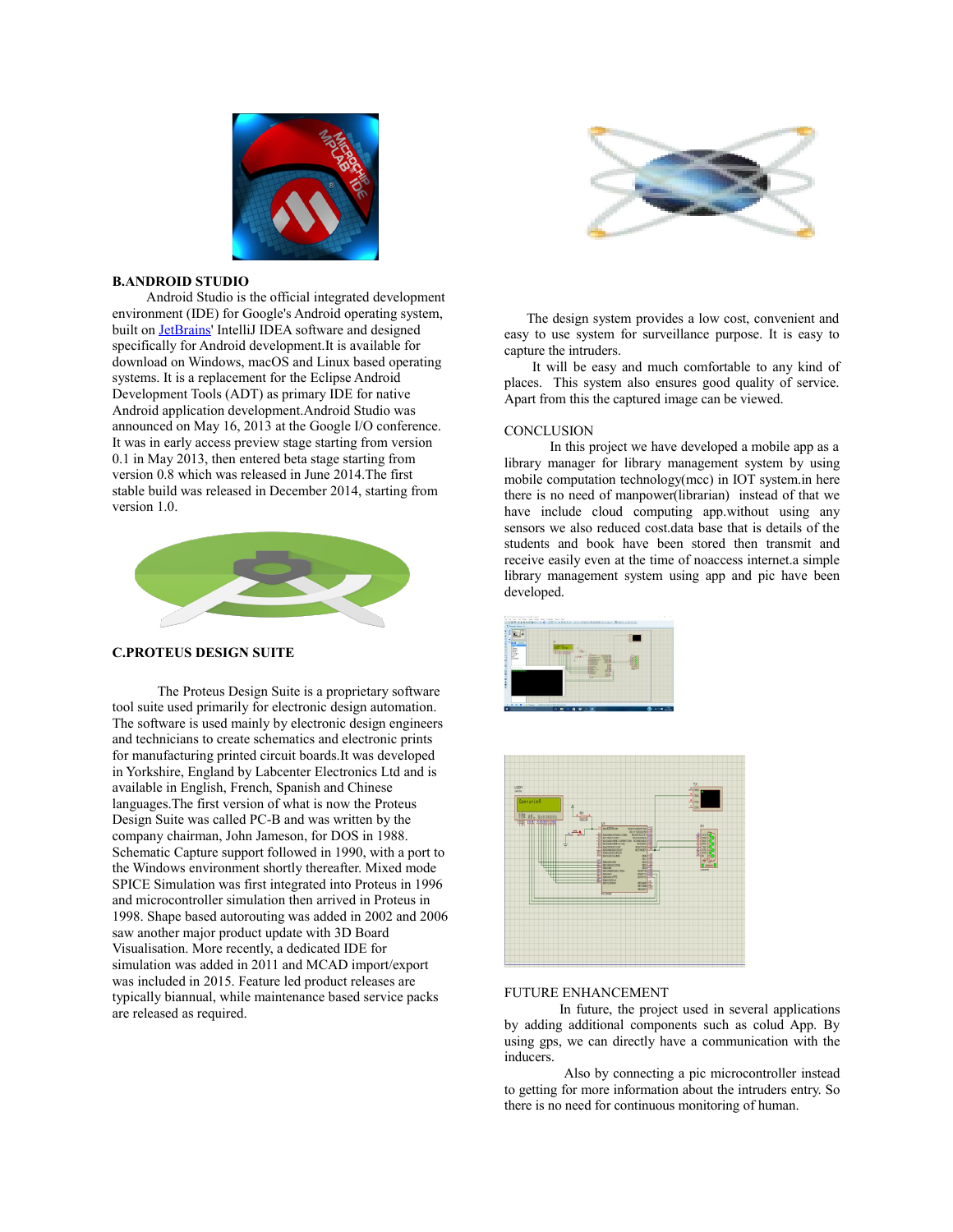### B.ANDROID STUDIO

Android Studio is the official integrated development environment (IDE) for Google's Android operating system, built on JetBrains' IntelliJ IDEA software and designed specifically for Android development.It is available for download on Windows, macOS and Linux based operating systems. It is a replacement for the Eclipse Android Development Tools (ADT) as primary IDE for native Android application development.Android Studio was announced on May 16, 2013 at the Google I/O conference. It was in early access preview stage starting from version 0.1 in May 2013, then entered beta stage starting from version 0.8 which was released in June 2014.The first stable build was released in December 2014, starting from version 1.0.

### C.PROTEUS DESIGN SUITE

The Proteus Design Suite is a proprietary software tool suite used primarily for electronic design automation. The software is used mainly by electronic design engineers and technicians to create schematics and electronic prints for manufacturing printed circuit boards.It was developed in Yorkshire, England by Labcenter Electronics Ltd and is available in English, French, Spanish and Chinese languages.The first version of what is now the Proteus Design Suite was called PC-B and was written by the company chairman, John Jameson, for DOS in 1988. Schematic Capture support followed in 1990, with a port to the Windows environment shortly thereafter. Mixed mode SPICE Simulation was first integrated into Proteus in 1996 and microcontroller simulation then arrived in Proteus in 1998. Shape based autorouting was added in 2002 and 2006 saw another major product update with 3D Board Visualisation. More recently, a dedicated IDE for simulation was added in 2011 and MCAD import/export was included in 2015. Feature led product releases are typically biannual, while maintenance based service packs are released as required.

The design system provides a low cost, convenient and easy to use system for surveillance purpose. It is easy to capture the intruders.

It will be easy and much comfortable to any kind of places. This system also ensures good quality of service. Apart from this the captured image can be viewed.

### CONCLUSION

In this project we have developed a mobile app as a library manager for library management system by using mobile computation technology(mcc) in IOT system.in here there is no need of manpower(librarian) instead of that we have include cloud computing app.without using any sensors we also reduced cost.data base that is details of the students and book have been stored then transmit and receive easily even at the time of noaccess internet.a simple library management system using app and pic have been developed.

### FUTURE ENHANCEMENT

In future, the project used in several applications by adding additional components such as colud App. By using gps, we can directly have a communication with the inducers.

Also by connecting a pic microcontroller instead to getting for more information about the intruders entry. So there is no need for continuous monitoring of human.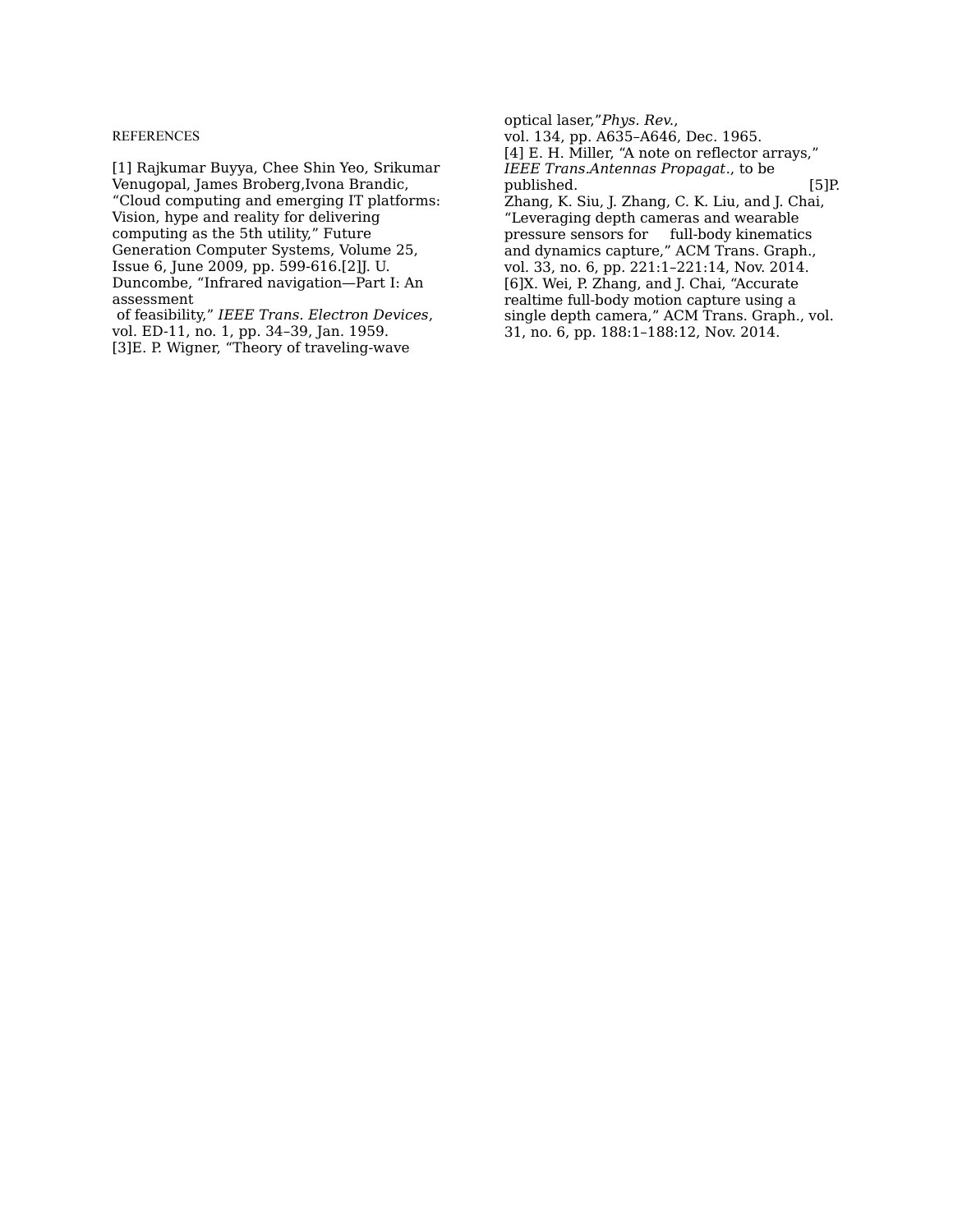REFERENCES

[1] Rajkumar Buyya, Chee Shin Yeo, Srikumar Venugopal, James Broberg,Ivona Brandic, "Cloud computing and emerging IT platforms: Vision, hype and reality for delivering computing as the 5th utility," Future Generation Computer Systems, Volume 25, Issue 6, June 2009, pp. 599-616.

[2]J. U. Duncombe, "Infrared navigation—Part I: An assessment of feasibility," *IEEE Trans. Electron Devices*, vol. ED-11, no. 1, pp. 34–39, Jan. 1959.

[3]E. P. Wigner, "Theory of traveling-wave optical laser,"*Phys. Rev.*, vol. 134, pp. A635–A646, Dec. 1965.

[4] E. H. Miller, "A note on reflector arrays," *IEEE Trans.Antennas Propagat.*, to be published.

[5]P. Zhang, K. Siu, J. Zhang, C. K. Liu, and J. Chai, "Leveraging depth cameras and wearable pressure sensors for full-body kinematics and dynamics capture," ACM Trans. Graph., vol. 33, no. 6, pp. 221:1–221:14, Nov. 2014.

[6]X. Wei, P. Zhang, and J. Chai, "Accurate realtime full-body motion capture using a single depth camera," ACM Trans. Graph., vol. 31, no. 6, pp. 188:1–188:12, Nov. 2014.